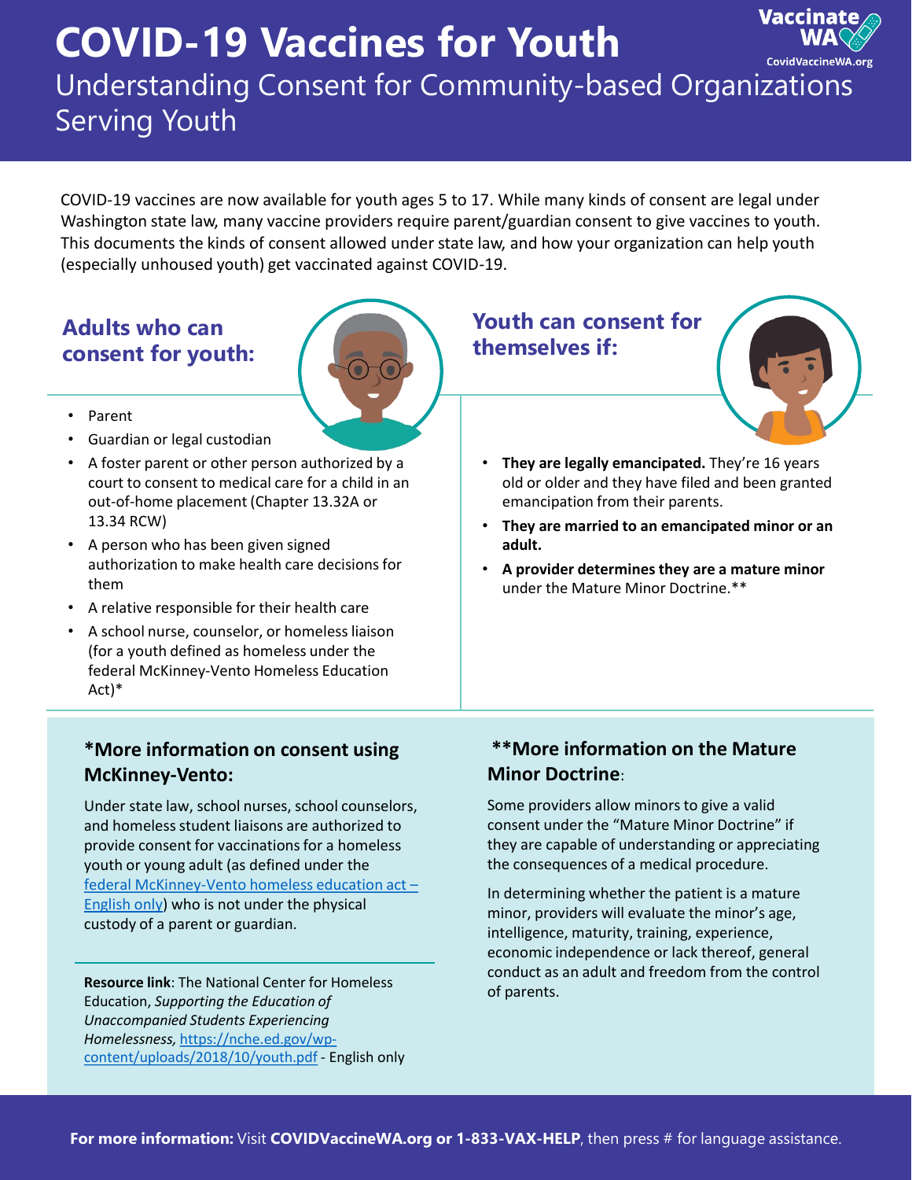# COVID-19 Vaccines for Youth

## Understanding Consent for Community-based Organizations Serving Youth

Vaccinate WA
CovidVaccineWA.org

COVID-19 vaccines are now available for youth ages 5 to 17. While many kinds of consent are legal under Washington state law, many vaccine providers require parent/guardian consent to give vaccines to youth. This documents the kinds of consent allowed under state law, and how your organization can help youth (especially unhoused youth) get vaccinated against COVID-19.

### Adults who can consent for youth:

- Parent
- Guardian or legal custodian
- A foster parent or other person authorized by a court to consent to medical care for a child in an out-of-home placement (Chapter 13.32A or 13.34 RCW)
- A person who has been given signed authorization to make health care decisions for them
- A relative responsible for their health care
- A school nurse, counselor, or homeless liaison (for a youth defined as homeless under the federal McKinney-Vento Homeless Education Act)*

### Youth can consent for themselves if:

- **They are legally emancipated.** They're 16 years old or older and they have filed and been granted emancipation from their parents.
- **They are married to an emancipated minor or an adult.**
- **A provider determines they are a mature minor** under the Mature Minor Doctrine.**

### *More information on consent using McKinney-Vento:

Under state law, school nurses, school counselors, and homeless student liaisons are authorized to provide consent for vaccinations for a homeless youth or young adult (as defined under the federal McKinney-Vento homeless education act – English only) who is not under the physical custody of a parent or guardian.

**Resource link**: The National Center for Homeless Education, *Supporting the Education of Unaccompanied Students Experiencing Homelessness,* https://nche.ed.gov/wp-content/uploads/2018/10/youth.pdf - English only

### **More information on the Mature Minor Doctrine:

Some providers allow minors to give a valid consent under the "Mature Minor Doctrine" if they are capable of understanding or appreciating the consequences of a medical procedure.

In determining whether the patient is a mature minor, providers will evaluate the minor's age, intelligence, maturity, training, experience, economic independence or lack thereof, general conduct as an adult and freedom from the control of parents.

**For more information:** Visit **COVIDVaccineWA.org or 1-833-VAX-HELP**, then press # for language assistance.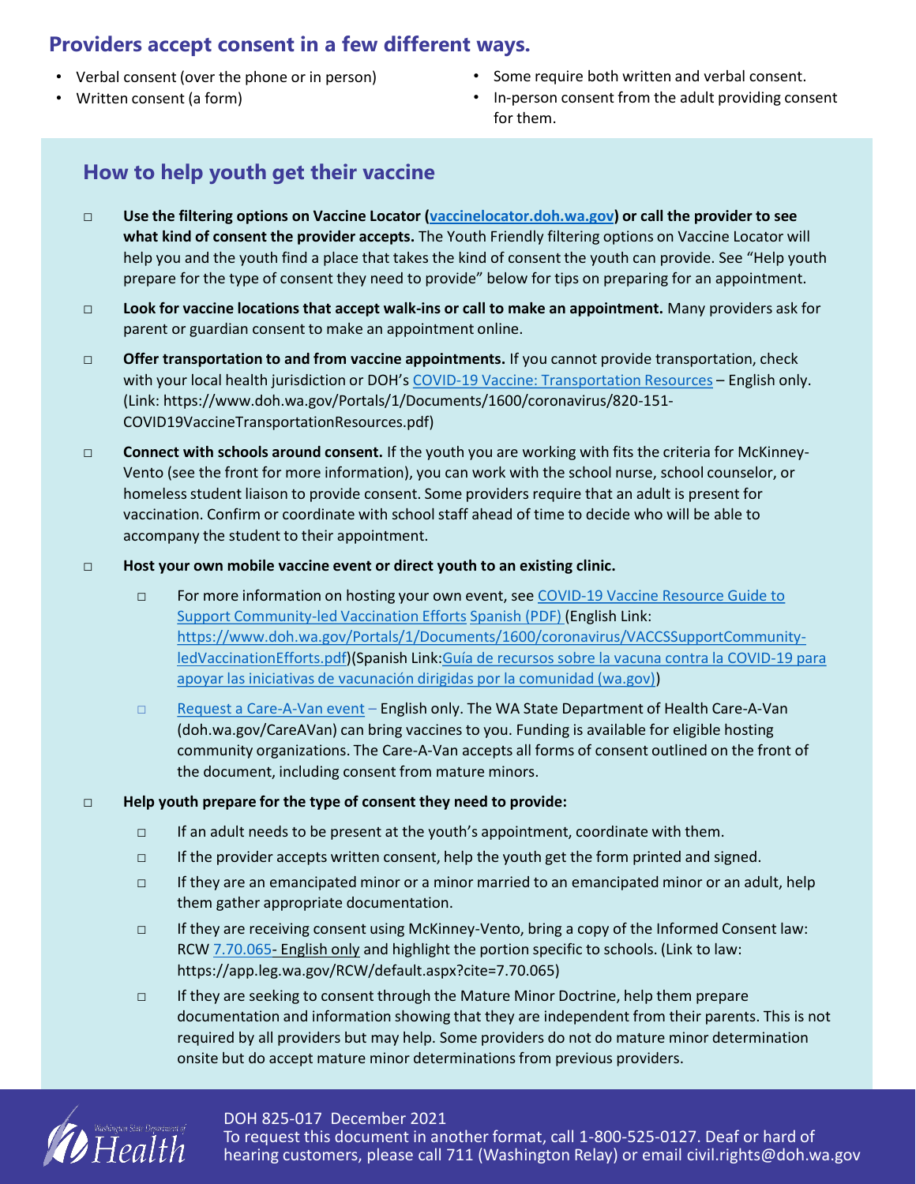## Providers accept consent in a few different ways.

- Verbal consent (over the phone or in person)
- Written consent (a form)
- Some require both written and verbal consent.
- In-person consent from the adult providing consent for them.

## How to help youth get their vaccine

- □ **Use the filtering options on Vaccine Locator (vaccinelocator.doh.wa.gov) or call the provider to see what kind of consent the provider accepts.** The Youth Friendly filtering options on Vaccine Locator will help you and the youth find a place that takes the kind of consent the youth can provide. See "Help youth prepare for the type of consent they need to provide" below for tips on preparing for an appointment.
- □ **Look for vaccine locations that accept walk-ins or call to make an appointment.** Many providers ask for parent or guardian consent to make an appointment online.
- □ **Offer transportation to and from vaccine appointments.** If you cannot provide transportation, check with your local health jurisdiction or DOH's COVID-19 Vaccine: Transportation Resources – English only. (Link: https://www.doh.wa.gov/Portals/1/Documents/1600/coronavirus/820-151-COVID19VaccineTransportationResources.pdf)
- □ **Connect with schools around consent.** If the youth you are working with fits the criteria for McKinney-Vento (see the front for more information), you can work with the school nurse, school counselor, or homeless student liaison to provide consent. Some providers require that an adult is present for vaccination. Confirm or coordinate with school staff ahead of time to decide who will be able to accompany the student to their appointment.
- □ **Host your own mobile vaccine event or direct youth to an existing clinic.**
  - □ For more information on hosting your own event, see COVID-19 Vaccine Resource Guide to Support Community-led Vaccination Efforts Spanish (PDF) (English Link: https://www.doh.wa.gov/Portals/1/Documents/1600/coronavirus/VACCSSupportCommunity-ledVaccinationEfforts.pdf)(Spanish Link:Guía de recursos sobre la vacuna contra la COVID-19 para apoyar las iniciativas de vacunación dirigidas por la comunidad (wa.gov))
  - □ Request a Care-A-Van event – English only. The WA State Department of Health Care-A-Van (doh.wa.gov/CareAVan) can bring vaccines to you. Funding is available for eligible hosting community organizations. The Care-A-Van accepts all forms of consent outlined on the front of the document, including consent from mature minors.
- □ **Help youth prepare for the type of consent they need to provide:**
  - □ If an adult needs to be present at the youth's appointment, coordinate with them.
  - □ If the provider accepts written consent, help the youth get the form printed and signed.
  - □ If they are an emancipated minor or a minor married to an emancipated minor or an adult, help them gather appropriate documentation.
  - □ If they are receiving consent using McKinney-Vento, bring a copy of the Informed Consent law: RCW 7.70.065- English only and highlight the portion specific to schools. (Link to law: https://app.leg.wa.gov/RCW/default.aspx?cite=7.70.065)
  - □ If they are seeking to consent through the Mature Minor Doctrine, help them prepare documentation and information showing that they are independent from their parents. This is not required by all providers but may help. Some providers do not do mature minor determination onsite but do accept mature minor determinations from previous providers.

Washington State Department of Health

DOH 825-017 December 2021
To request this document in another format, call 1-800-525-0127. Deaf or hard of hearing customers, please call 711 (Washington Relay) or email civil.rights@doh.wa.gov